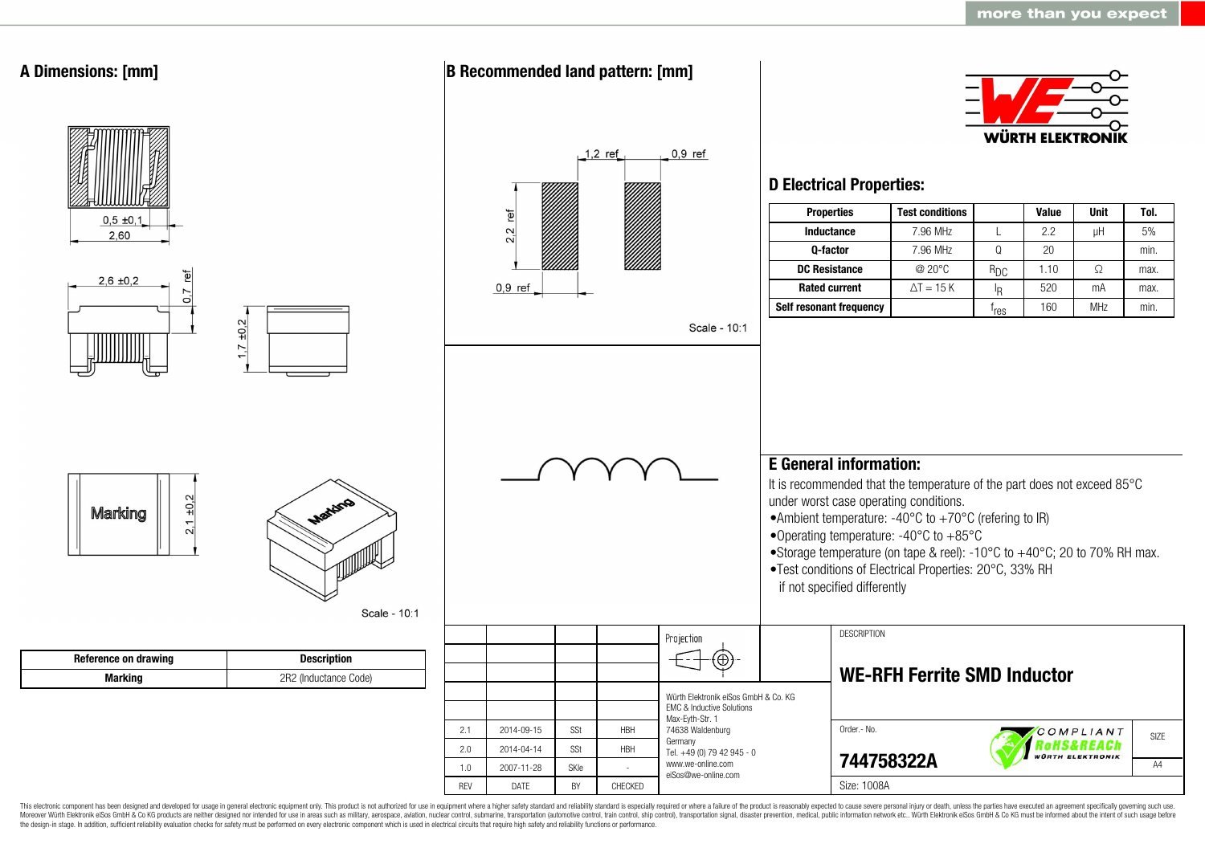## A Dimensions: [mm]

0,5 ±0,1

2,60

2,6 ±0,2

0,7 ref

1,7 ±0,2

Marking

2,1 ±0,2

Scale - 10:1

| Reference on drawing | Description |
| --- | --- |
| Marking | 2R2 (Inductance Code) |

## B Recommended land pattern: [mm]

1,2 ref

0,9 ref

2,2 ref

0,9 ref

Scale - 10:1

## D Electrical Properties:

| Properties | Test conditions | | Value | Unit | Tol. |
| --- | --- | --- | --- | --- | --- |
| Inductance | 7.96 MHz | L | 2.2 | µH | 5% |
| Q-factor | 7.96 MHz | Q | 20 | | min. |
| DC Resistance | @ 20°C | $R_{DC}$ | 1.10 | Ω | max. |
| Rated current | ΔT = 15 K | $I_R$ | 520 | mA | max. |
| Self resonant frequency | | $f_{res}$ | 160 | MHz | min. |

## E General information:

It is recommended that the temperature of the part does not exceed 85°C under worst case operating conditions.

- Ambient temperature: -40°C to +70°C (refering to IR)
- Operating temperature: -40°C to +85°C
- Storage temperature (on tape & reel): -10°C to +40°C; 20 to 70% RH max.
- Test conditions of Electrical Properties: 20°C, 33% RH if not specified differently

| REV | DATE | BY | CHECKED |
| --- | --- | --- | --- |
| 2.1 | 2014-09-15 | SSt | HBH |
| 2.0 | 2014-04-14 | SSt | HBH |
| 1.0 | 2007-11-28 | SKle | - |

Projection

Würth Elektronik eiSos GmbH & Co. KG
EMC & Inductive Solutions
Max-Eyth-Str. 1
74638 Waldenburg
Germany
Tel. +49 (0) 79 42 945 - 0
www.we-online.com
eiSos@we-online.com

DESCRIPTION

**WE-RFH Ferrite SMD Inductor**

Order.- No.

**744758322A**

COMPLIANT RoHS&REACh WÜRTH ELEKTRONIK

SIZE A4

Size: 1008A

This electronic component has been designed and developed for usage in general electronic equipment only. This product is not authorized for use in equipment where a higher safety standard and reliability standard is especially required or where a failure of the product is reasonably expected to cause severe personal injury or death, unless the parties have executed an agreement specifically governing such use. Moreover Würth Elektronik eiSos GmbH & Co KG products are neither designed nor intended for use in areas such as military, aerospace, aviation, nuclear control, submarine, transportation (automotive control, train control, ship control), transportation signal, disaster prevention, medical, public information network etc.. Würth Elektronik eiSos GmbH & Co KG must be informed about the intent of such usage before the design-in stage. In addition, sufficient reliability evaluation checks for safety must be performed on every electronic component which is used in electrical circuits that require high safety and reliability functions or performance.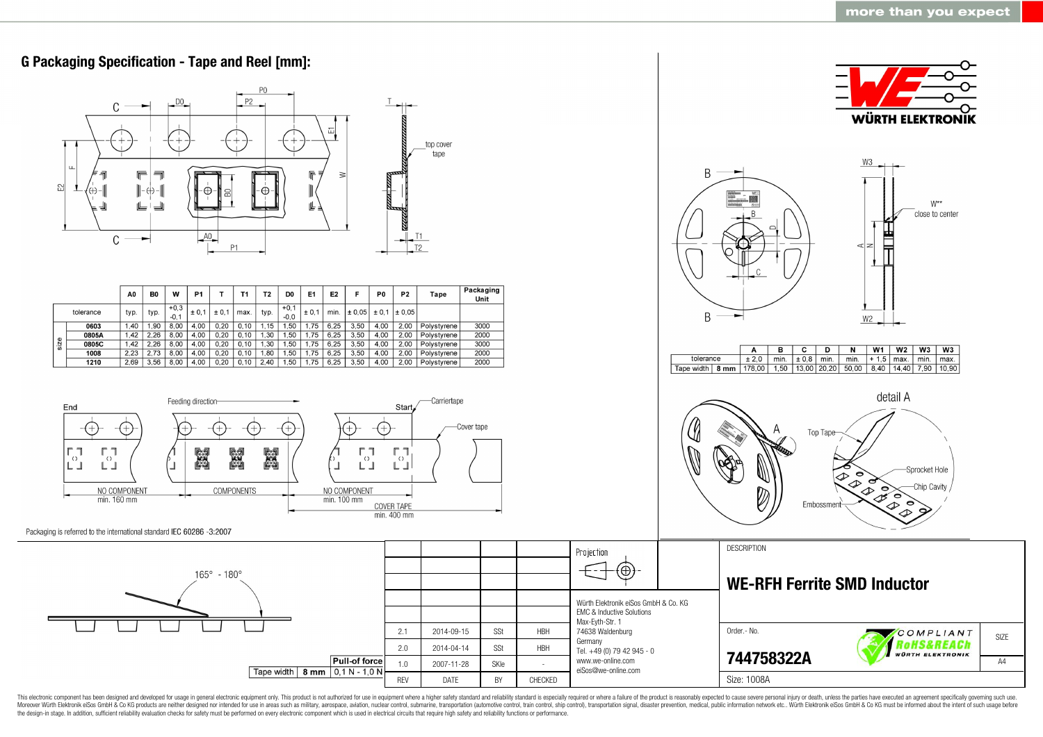## G Packaging Specification - Tape and Reel [mm]:

| | | A0 | B0 | W | P1 | T | T1 | T2 | D0 | E1 | E2 | F | P0 | P2 | Tape | Packaging Unit |
|---|---|---|---|---|---|---|---|---|---|---|---|---|---|---|---|---|
| tolerance | | typ. | typ. | +0,3 -0,1 | ± 0,1 | ± 0,1 | max. | typ. | +0,1 -0,0 | ± 0,1 | min. | ± 0,05 | ± 0,1 | ± 0,05 | | |
| size | 0603 | 1,40 | 1,90 | 8,00 | 4,00 | 0,20 | 0,10 | 1,15 | 1,50 | 1,75 | 6,25 | 3,50 | 4,00 | 2,00 | Polystyrene | 3000 |
| | 0805A | 1,42 | 2,26 | 8,00 | 4,00 | 0,20 | 0,10 | 1,30 | 1,50 | 1,75 | 6,25 | 3,50 | 4,00 | 2,00 | Polystyrene | 2000 |
| | 0805C | 1,42 | 2,26 | 8,00 | 4,00 | 0,20 | 0,10 | 1,30 | 1,50 | 1,75 | 6,25 | 3,50 | 4,00 | 2,00 | Polystyrene | 3000 |
| | 1008 | 2,23 | 2,73 | 8,00 | 4,00 | 0,20 | 0,10 | 1,80 | 1,50 | 1,75 | 6,25 | 3,50 | 4,00 | 2,00 | Polystyrene | 2000 |
| | 1210 | 2,69 | 3,56 | 8,00 | 4,00 | 0,20 | 0,10 | 2,40 | 1,50 | 1,75 | 6,25 | 3,50 | 4,00 | 2,00 | Polystyrene | 2000 |

End — NO COMPONENT min. 160 mm — COMPONENTS — NO COMPONENT min. 100 mm — Start

Feeding direction

Carriertape

Cover tape

COVER TAPE min. 400 mm

Packaging is referred to the international standard IEC 60286 -3:2007

| | | A | B | C | D | N | W1 | W2 | W3 | W3 |
|---|---|---|---|---|---|---|---|---|---|---|
| tolerance | | ± 2,0 | min. | ± 0,8 | min. | min. | + 1,5 | max. | min. | max. |
| Tape width | 8 mm | 178,00 | 1,50 | 13,00 | 20,20 | 50,00 | 8,40 | 14,40 | 7,90 | 10,90 |

W** close to center

detail A

Top Tape — Sprocket Hole — Chip Cavity — Embossment

165° - 180°

| Tape width | 8 mm | Pull-of force 0,1 N - 1,0 N |
|---|---|---|

| REV | DATE | BY | CHECKED |
|---|---|---|---|
| 2.1 | 2014-09-15 | SSt | HBH |
| 2.0 | 2014-04-14 | SSt | HBH |
| 1.0 | 2007-11-28 | SKle | - |

Projection

Würth Elektronik eiSos GmbH & Co. KG
EMC & Inductive Solutions
Max-Eyth-Str. 1
74638 Waldenburg
Germany
Tel. +49 (0) 79 42 945 - 0
www.we-online.com
eiSos@we-online.com

DESCRIPTION

**WE-RFH Ferrite SMD Inductor**

Order.- No.

**744758322A**

Size: 1008A

SIZE A4

This electronic component has been designed and developed for usage in general electronic equipment only. This product is not authorized for use in equipment where a higher safety standard and reliability standard is especially required or where a failure of the product is reasonably expected to cause severe personal injury or death, unless the parties have executed an agreement specifically governing such use. Moreover Würth Elektronik eiSos GmbH & Co KG products are neither designed nor intended for use in areas such as military, aerospace, aviation, nuclear control, submarine, transportation (automotive control, train control, ship control), transportation signal, disaster prevention, medical, public information network etc.. Würth Elektronik eiSos GmbH & Co KG must be informed about the intent of such usage before the design-in stage. In addition, sufficient reliability evaluation checks for safety must be performed on every electronic component which is used in electrical circuits that require high safety and reliability functions or performance.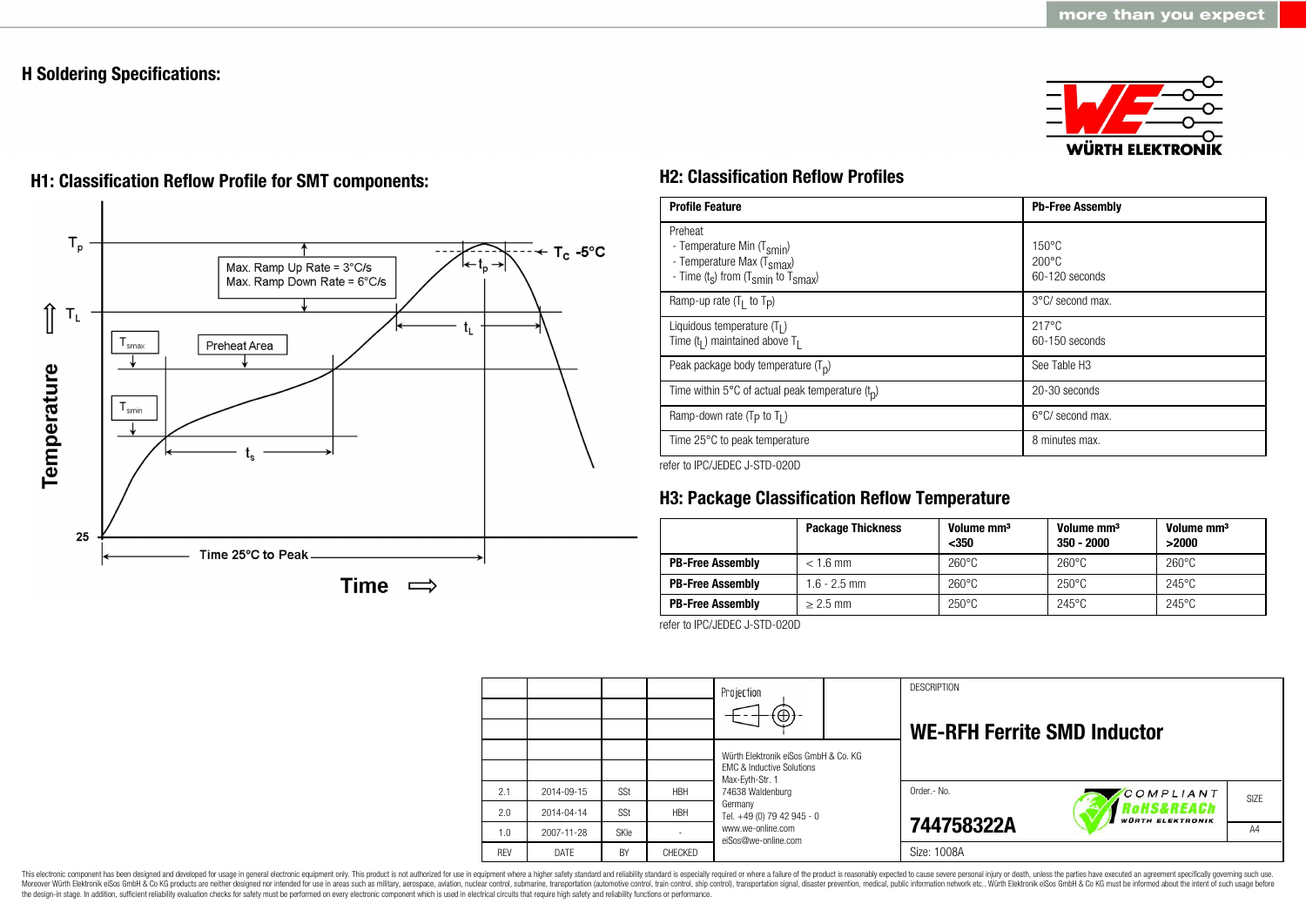## H Soldering Specifications:

### H1: Classification Reflow Profile for SMT components:

$T_p$

$T_C$ -5°C

$t_p$

Max. Ramp Up Rate = 3°C/s
Max. Ramp Down Rate = 6°C/s

$T_L$

$t_L$

$T_{smax}$

Preheat Area

$T_{smin}$

$t_s$

Temperature

25

Time 25°C to Peak

Time

### H2: Classification Reflow Profiles

| Profile Feature | Pb-Free Assembly |
|---|---|
| Preheat<br>- Temperature Min ($T_{smin}$)<br>- Temperature Max ($T_{smax}$)<br>- Time ($t_s$) from ($T_{smin}$ to $T_{smax}$) | <br>150°C<br>200°C<br>60-120 seconds |
| Ramp-up rate ($T_L$ to $T_P$) | 3°C/ second max. |
| Liquidous temperature ($T_L$)<br>Time ($t_L$) maintained above $T_L$ | 217°C<br>60-150 seconds |
| Peak package body temperature ($T_p$) | See Table H3 |
| Time within 5°C of actual peak temperature ($t_p$) | 20-30 seconds |
| Ramp-down rate ($T_P$ to $T_L$) | 6°C/ second max. |
| Time 25°C to peak temperature | 8 minutes max. |

refer to IPC/JEDEC J-STD-020D

### H3: Package Classification Reflow Temperature

| | Package Thickness | Volume mm³ <350 | Volume mm³ 350 - 2000 | Volume mm³ >2000 |
|---|---|---|---|---|
| **PB-Free Assembly** | < 1.6 mm | 260°C | 260°C | 260°C |
| **PB-Free Assembly** | 1.6 - 2.5 mm | 260°C | 250°C | 245°C |
| **PB-Free Assembly** | ≥ 2.5 mm | 250°C | 245°C | 245°C |

refer to IPC/JEDEC J-STD-020D

| REV | DATE | BY | CHECKED |
|---|---|---|---|
| 2.1 | 2014-09-15 | SSt | HBH |
| 2.0 | 2014-04-14 | SSt | HBH |
| 1.0 | 2007-11-28 | SKle | - |

Projection

Würth Elektronik eiSos GmbH & Co. KG
EMC & Inductive Solutions
Max-Eyth-Str. 1
74638 Waldenburg
Germany
Tel. +49 (0) 79 42 945 - 0
www.we-online.com
eiSos@we-online.com

DESCRIPTION

**WE-RFH Ferrite SMD Inductor**

Order.- No.

**744758322A**

Size: 1008A

COMPLIANT RoHS&REACh WÜRTH ELEKTRONIK

SIZE: A4

This electronic component has been designed and developed for usage in general electronic equipment only. This product is not authorized for use in equipment where a higher safety standard and reliability standard is especially required or where a failure of the product is reasonably expected to cause severe personal injury or death, unless the parties have executed an agreement specifically governing such use. Moreover Würth Elektronik eiSos GmbH & Co KG products are neither designed nor intended for use in areas such as military, aerospace, aviation, nuclear control, submarine, transportation (automotive control, train control, ship control), transportation signal, disaster prevention, medical, public information network etc.. Würth Elektronik eiSos GmbH & Co KG must be informed about the intent of such usage before the design-in stage. In addition, sufficient reliability evaluation checks for safety must be performed on every electronic component which is used in electrical circuits that require high safety and reliability functions or performance.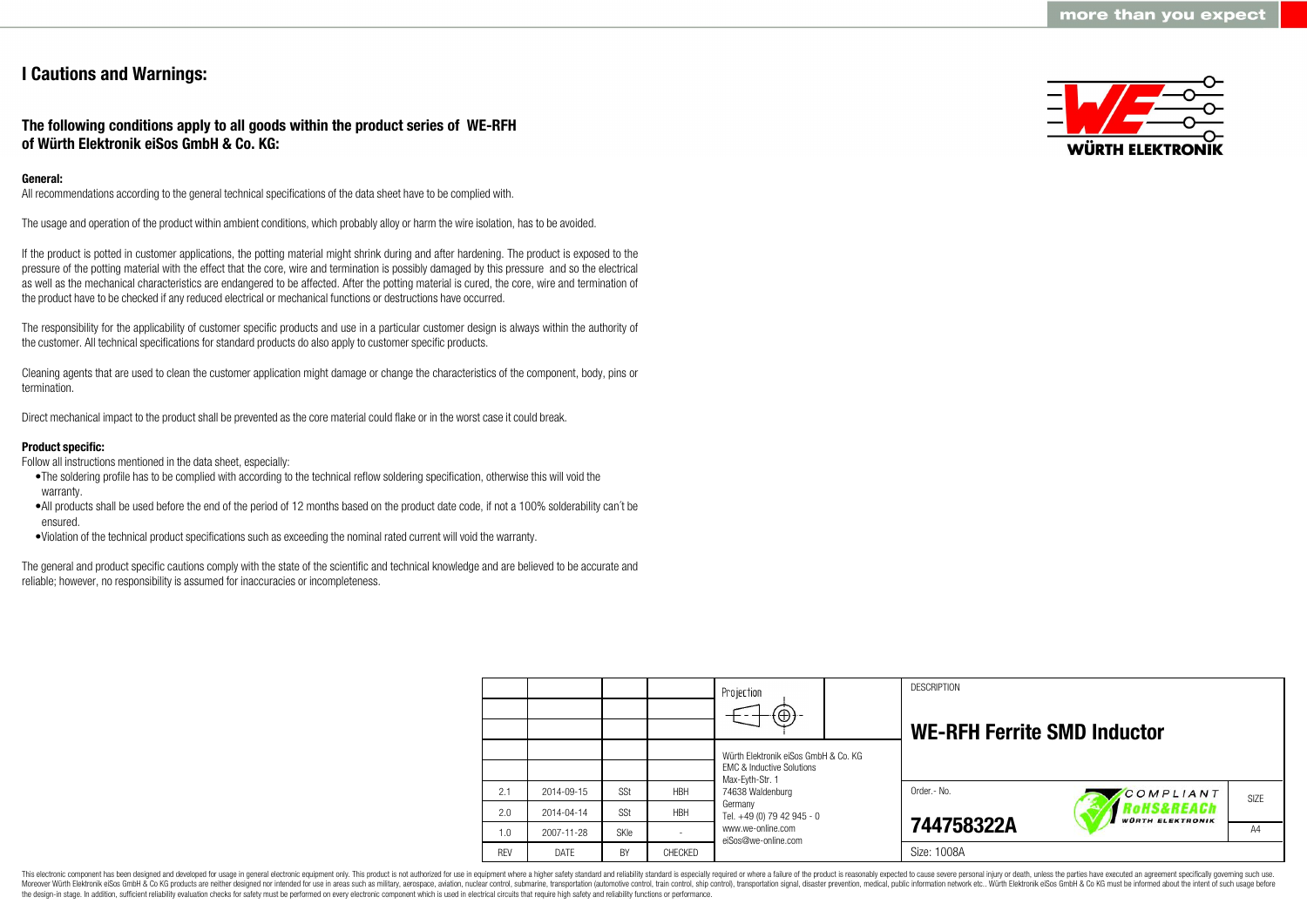# I Cautions and Warnings:

## The following conditions apply to all goods within the product series of WE-RFH of Würth Elektronik eiSos GmbH & Co. KG:

**General:**
All recommendations according to the general technical specifications of the data sheet have to be complied with.

The usage and operation of the product within ambient conditions, which probably alloy or harm the wire isolation, has to be avoided.

If the product is potted in customer applications, the potting material might shrink during and after hardening. The product is exposed to the pressure of the potting material with the effect that the core, wire and termination is possibly damaged by this pressure and so the electrical as well as the mechanical characteristics are endangered to be affected. After the potting material is cured, the core, wire and termination of the product have to be checked if any reduced electrical or mechanical functions or destructions have occurred.

The responsibility for the applicability of customer specific products and use in a particular customer design is always within the authority of the customer. All technical specifications for standard products do also apply to customer specific products.

Cleaning agents that are used to clean the customer application might damage or change the characteristics of the component, body, pins or termination.

Direct mechanical impact to the product shall be prevented as the core material could flake or in the worst case it could break.

**Product specific:**
Follow all instructions mentioned in the data sheet, especially:

- The soldering profile has to be complied with according to the technical reflow soldering specification, otherwise this will void the warranty.
- All products shall be used before the end of the period of 12 months based on the product date code, if not a 100% solderability can´t be ensured.
- Violation of the technical product specifications such as exceeding the nominal rated current will void the warranty.

The general and product specific cautions comply with the state of the scientific and technical knowledge and are believed to be accurate and reliable; however, no responsibility is assumed for inaccuracies or incompleteness.

| REV | DATE | BY | CHECKED |
|---|---|---|---|
| 2.1 | 2014-09-15 | SSt | HBH |
| 2.0 | 2014-04-14 | SSt | HBH |
| 1.0 | 2007-11-28 | SKle | - |

Projection

Würth Elektronik eiSos GmbH & Co. KG
EMC & Inductive Solutions
Max-Eyth-Str. 1
74638 Waldenburg
Germany
Tel. +49 (0) 79 42 945 - 0
www.we-online.com
eiSos@we-online.com

DESCRIPTION

**WE-RFH Ferrite SMD Inductor**

Order.- No.

**744758322A**

COMPLIANT RoHS&REACh WÜRTH ELEKTRONIK

SIZE A4

Size: 1008A

This electronic component has been designed and developed for usage in general electronic equipment only. This product is not authorized for use in equipment where a higher safety standard and reliability standard is especially required or where a failure of the product is reasonably expected to cause severe personal injury or death, unless the parties have executed an agreement specifically governing such use. Moreover Würth Elektronik eiSos GmbH & Co KG products are neither designed nor intended for use in areas such as military, aerospace, aviation, nuclear control, submarine, transportation (automotive control, train control, ship control), transportation signal, disaster prevention, medical, public information network etc.. Würth Elektronik eiSos GmbH & Co KG must be informed about the intent of such usage before the design-in stage. In addition, sufficient reliability evaluation checks for safety must be performed on every electronic component which is used in electrical circuits that require high safety and reliability functions or performance.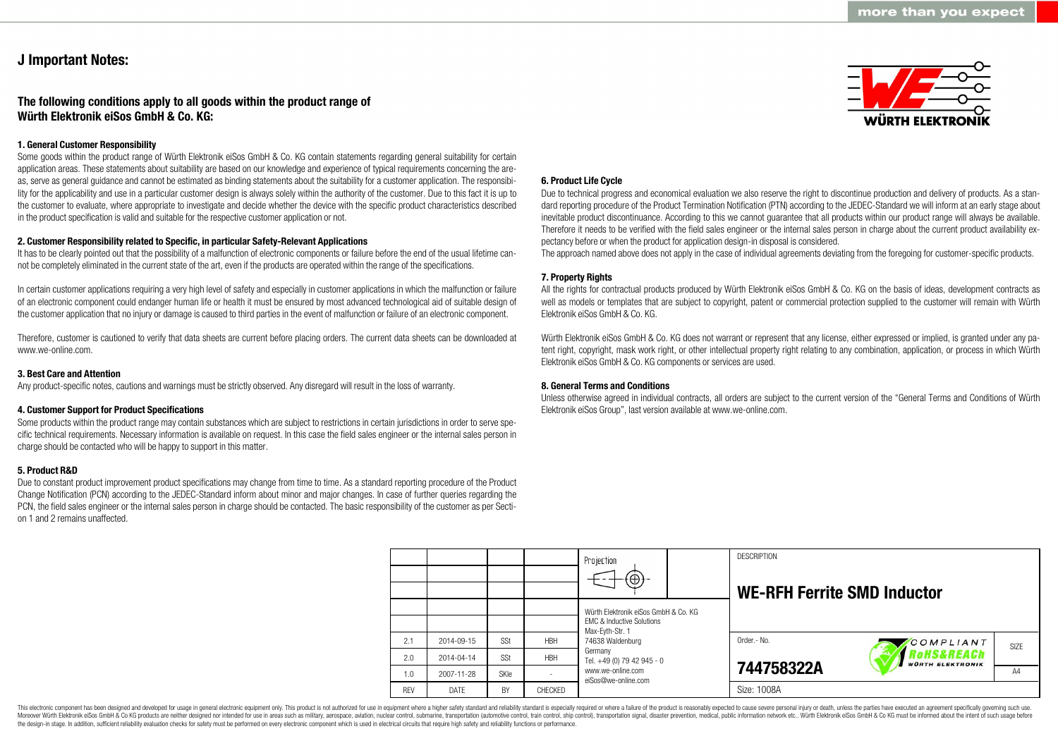# J Important Notes:

## The following conditions apply to all goods within the product range of Würth Elektronik eiSos GmbH & Co. KG:

### 1. General Customer Responsibility

Some goods within the product range of Würth Elektronik eiSos GmbH & Co. KG contain statements regarding general suitability for certain application areas. These statements about suitability are based on our knowledge and experience of typical requirements concerning the areas, serve as general guidance and cannot be estimated as binding statements about the suitability for a customer application. The responsibility for the applicability and use in a particular customer design is always solely within the authority of the customer. Due to this fact it is up to the customer to evaluate, where appropriate to investigate and decide whether the device with the specific product characteristics described in the product specification is valid and suitable for the respective customer application or not.

### 2. Customer Responsibility related to Specific, in particular Safety-Relevant Applications

It has to be clearly pointed out that the possibility of a malfunction of electronic components or failure before the end of the usual lifetime cannot be completely eliminated in the current state of the art, even if the products are operated within the range of the specifications.

In certain customer applications requiring a very high level of safety and especially in customer applications in which the malfunction or failure of an electronic component could endanger human life or health it must be ensured by most advanced technological aid of suitable design of the customer application that no injury or damage is caused to third parties in the event of malfunction or failure of an electronic component.

Therefore, customer is cautioned to verify that data sheets are current before placing orders. The current data sheets can be downloaded at www.we-online.com.

### 3. Best Care and Attention

Any product-specific notes, cautions and warnings must be strictly observed. Any disregard will result in the loss of warranty.

### 4. Customer Support for Product Specifications

Some products within the product range may contain substances which are subject to restrictions in certain jurisdictions in order to serve specific technical requirements. Necessary information is available on request. In this case the field sales engineer or the internal sales person in charge should be contacted who will be happy to support in this matter.

### 5. Product R&D

Due to constant product improvement product specifications may change from time to time. As a standard reporting procedure of the Product Change Notification (PCN) according to the JEDEC-Standard inform about minor and major changes. In case of further queries regarding the PCN, the field sales engineer or the internal sales person in charge should be contacted. The basic responsibility of the customer as per Section 1 and 2 remains unaffected.

### 6. Product Life Cycle

Due to technical progress and economical evaluation we also reserve the right to discontinue production and delivery of products. As a standard reporting procedure of the Product Termination Notification (PTN) according to the JEDEC-Standard we will inform at an early stage about inevitable product discontinuance. According to this we cannot guarantee that all products within our product range will always be available. Therefore it needs to be verified with the field sales engineer or the internal sales person in charge about the current product availability expectancy before or when the product for application design-in disposal is considered.

The approach named above does not apply in the case of individual agreements deviating from the foregoing for customer-specific products.

### 7. Property Rights

All the rights for contractual products produced by Würth Elektronik eiSos GmbH & Co. KG on the basis of ideas, development contracts as well as models or templates that are subject to copyright, patent or commercial protection supplied to the customer will remain with Würth Elektronik eiSos GmbH & Co. KG.

Würth Elektronik eiSos GmbH & Co. KG does not warrant or represent that any license, either expressed or implied, is granted under any patent right, copyright, mask work right, or other intellectual property right relating to any combination, application, or process in which Würth Elektronik eiSos GmbH & Co. KG components or services are used.

### 8. General Terms and Conditions

Unless otherwise agreed in individual contracts, all orders are subject to the current version of the "General Terms and Conditions of Würth Elektronik eiSos Group", last version available at www.we-online.com.

| | | | | | |
|---|---|---|---|---|---|
| | | | | Projection | DESCRIPTION: **WE-RFH Ferrite SMD Inductor** |
| | | | | Würth Elektronik eiSos GmbH & Co. KG, EMC & Inductive Solutions, Max-Eyth-Str. 1, 74638 Waldenburg, Germany, Tel. +49 (0) 79 42 945 - 0, www.we-online.com, eiSos@we-online.com | |
| 2.1 | 2014-09-15 | SSt | HBH | | Order.- No. **744758322A** — COMPLIANT RoHS&REACh WÜRTH ELEKTRONIK — SIZE A4 |
| 2.0 | 2014-04-14 | SSt | HBH | | |
| 1.0 | 2007-11-28 | SKle | - | | |
| REV | DATE | BY | CHECKED | | Size: 1008A |

This electronic component has been designed and developed for usage in general electronic equipment only. This product is not authorized for use in equipment where a higher safety standard and reliability standard is especially required or where a failure of the product is reasonably expected to cause severe personal injury or death, unless the parties have executed an agreement specifically governing such use. Moreover Würth Elektronik eiSos GmbH & Co KG products are neither designed nor intended for use in areas such as military, aerospace, aviation, nuclear control, submarine, transportation (automotive control, train control, ship control), transportation signal, disaster prevention, medical, public information network etc.. Würth Elektronik eiSos GmbH & Co KG must be informed about the intent of such usage before the design-in stage. In addition, sufficient reliability evaluation checks for safety must be performed on every electronic component which is used in electrical circuits that require high safety and reliability functions or performance.